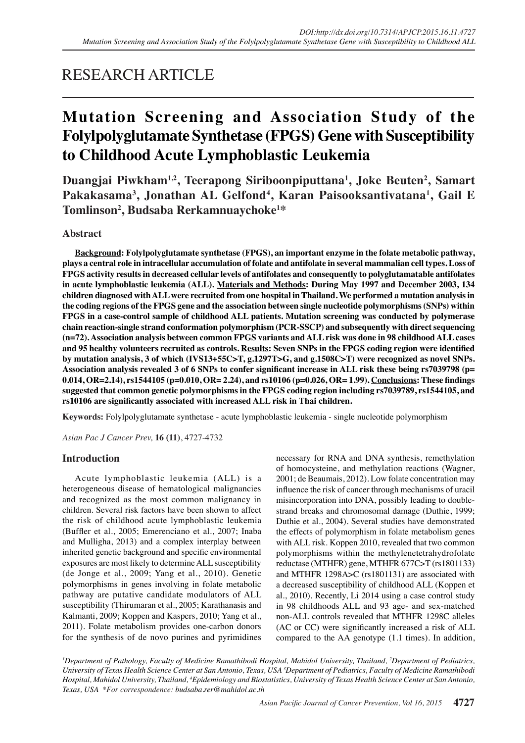RESEARCH ARTICLE

# Mutation Screening and Association Study of the Folylpolyglutamate Synthetase (FPGS) Gene with Susceptibility to Childhood Acute Lymphoblastic Leukemia

**Duangjai Piwkham[1,2], Teerapong Siriboonpiputtana[1], Joke Beuten[2], Samart Pakakasama[3], Jonathan AL Gelfond[4], Karan Paisooksantivatana[1], Gail E Tomlinson[2], Budsaba Rerkamnuaychoke[1]***

## Abstract

**__Background__: Folylpolyglutamate synthetase (FPGS), an important enzyme in the folate metabolic pathway, plays a central role in intracellular accumulation of folate and antifolate in several mammalian cell types. Loss of FPGS activity results in decreased cellular levels of antifolates and consequently to polyglutamatable antifolates in acute lymphoblastic leukemia (ALL). __Materials and Methods__: During May 1997 and December 2003, 134 children diagnosed with ALL were recruited from one hospital in Thailand. We performed a mutation analysis in the coding regions of the FPGS gene and the association between single nucleotide polymorphisms (SNPs) within FPGS in a case-control sample of childhood ALL patients. Mutation screening was conducted by polymerase chain reaction-single strand conformation polymorphism (PCR-SSCP) and subsequently with direct sequencing (n=72). Association analysis between common FPGS variants and ALL risk was done in 98 childhood ALL cases and 95 healthy volunteers recruited as controls. __Results__: Seven SNPs in the FPGS coding region were identified by mutation analysis, 3 of which (IVS13+55C>T, g.1297T>G, and g.1508C>T) were recognized as novel SNPs. Association analysis revealed 3 of 6 SNPs to confer significant increase in ALL risk these being rs7039798 (p= 0.014, OR=2.14), rs1544105 (p=0.010, OR= 2.24), and rs10106 (p=0.026, OR= 1.99). __Conclusions__: These findings suggested that common genetic polymorphisms in the FPGS coding region including rs7039789, rs1544105, and rs10106 are significantly associated with increased ALL risk in Thai children.**

**Keywords:** Folylpolyglutamate synthetase - acute lymphoblastic leukemia - single nucleotide polymorphism

*Asian Pac J Cancer Prev,* **16 (11)**, 4727-4732

## Introduction

Acute lymphoblastic leukemia (ALL) is a heterogeneous disease of hematological malignancies and recognized as the most common malignancy in children. Several risk factors have been shown to affect the risk of childhood acute lymphoblastic leukemia (Buffler et al., 2005; Emerenciano et al., 2007; Inaba and Mullighа, 2013) and a complex interplay between inherited genetic background and specific environmental exposures are most likely to determine ALL susceptibility (de Jonge et al., 2009; Yang et al., 2010). Genetic polymorphisms in genes involving in folate metabolic pathway are putative candidate modulators of ALL susceptibility (Thirumaran et al., 2005; Karathanasis and Kalmanti, 2009; Koppen and Kaspers, 2010; Yang et al., 2011). Folate metabolism provides one-carbon donors for the synthesis of de novo purines and pyrimidines necessary for RNA and DNA synthesis, remethylation of homocysteine, and methylation reactions (Wagner, 2001; de Beaumais, 2012). Low folate concentration may influence the risk of cancer through mechanisms of uracil misincorporation into DNA, possibly leading to double-strand breaks and chromosomal damage (Duthie, 1999; Duthie et al., 2004). Several studies have demonstrated the effects of polymorphism in folate metabolism genes with ALL risk. Koppen 2010, revealed that two common polymorphisms within the methylenetetrahydrofolate reductase (MTHFR) gene, MTHFR 677C>T (rs1801133) and MTHFR 1298A>C (rs1801131) are associated with a decreased susceptibility of childhood ALL (Koppen et al., 2010). Recently, Li 2014 using a case control study in 98 childhoods ALL and 93 age- and sex-matched non-ALL controls revealed that MTHFR 1298C alleles (AC or CC) were significantly increased a risk of ALL compared to the AA genotype (1.1 times). In addition,

[1]Department of Pathology, Faculty of Medicine Ramathibodi Hospital, Mahidol University, Thailand, [2]Department of Pediatrics, University of Texas Health Science Center at San Antonio, Texas, USA [3]Department of Pediatrics, Faculty of Medicine Ramathibodi Hospital, Mahidol University, Thailand, [4]Epidemiology and Biostatistics, University of Texas Health Science Center at San Antonio, Texas, USA *For correspondence: budsaba.rer@mahidol.ac.th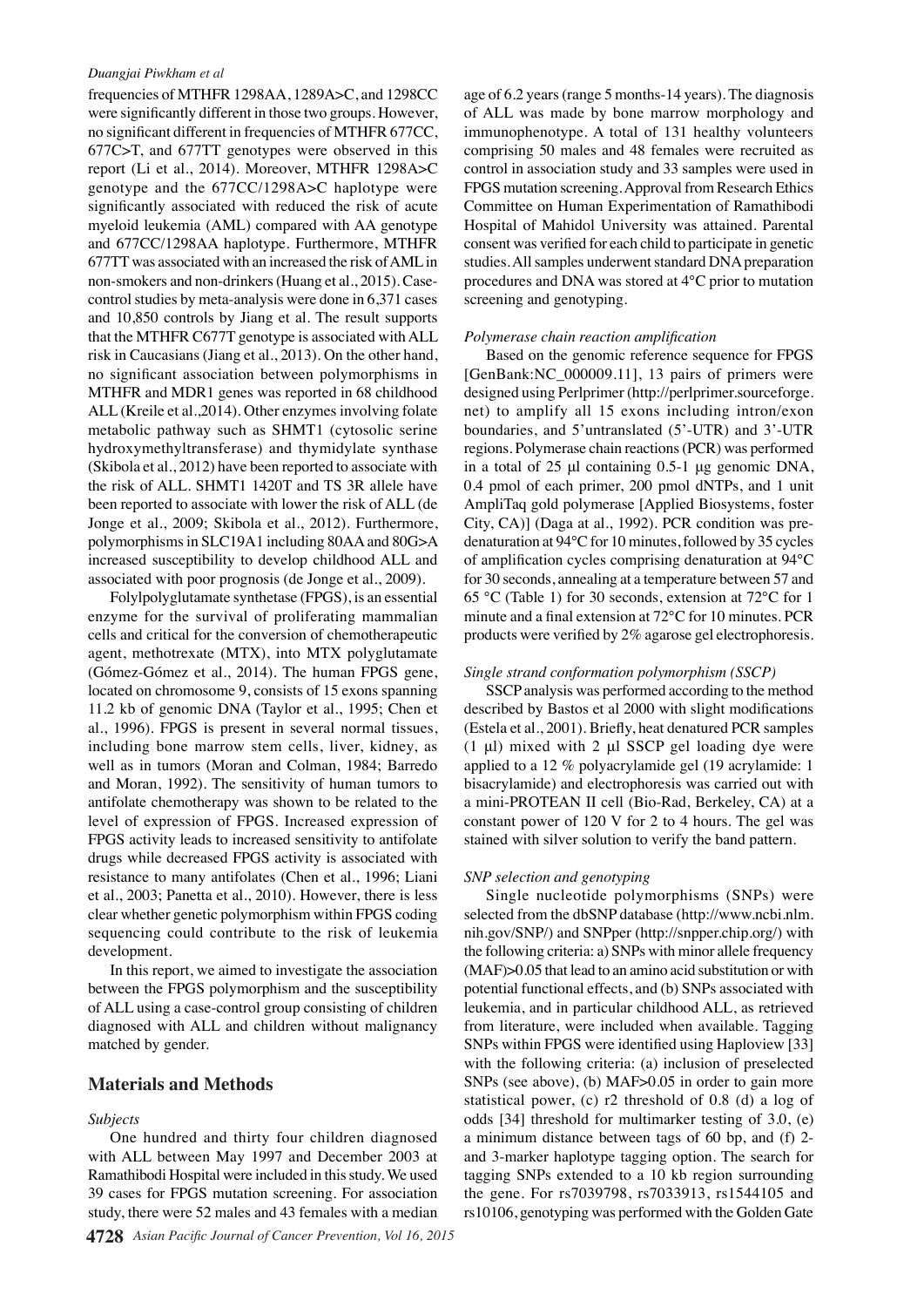frequencies of MTHFR 1298AA, 1289A>C, and 1298CC were significantly different in those two groups. However, no significant different in frequencies of MTHFR 677CC, 677C>T, and 677TT genotypes were observed in this report (Li et al., 2014). Moreover, MTHFR 1298A>C genotype and the 677CC/1298A>C haplotype were significantly associated with reduced the risk of acute myeloid leukemia (AML) compared with AA genotype and 677CC/1298AA haplotype. Furthermore, MTHFR 677TT was associated with an increased the risk of AML in non-smokers and non-drinkers (Huang et al., 2015). Case-control studies by meta-analysis were done in 6,371 cases and 10,850 controls by Jiang et al. The result supports that the MTHFR C677T genotype is associated with ALL risk in Caucasians (Jiang et al., 2013). On the other hand, no significant association between polymorphisms in MTHFR and MDR1 genes was reported in 68 childhood ALL (Kreile et al.,2014). Other enzymes involving folate metabolic pathway such as SHMT1 (cytosolic serine hydroxymethyltransferase) and thymidylate synthase (Skibola et al., 2012) have been reported to associate with the risk of ALL. SHMT1 1420T and TS 3R allele have been reported to associate with lower the risk of ALL (de Jonge et al., 2009; Skibola et al., 2012). Furthermore, polymorphisms in SLC19A1 including 80AA and 80G>A increased susceptibility to develop childhood ALL and associated with poor prognosis (de Jonge et al., 2009).

Folylpolyglutamate synthetase (FPGS), is an essential enzyme for the survival of proliferating mammalian cells and critical for the conversion of chemotherapeutic agent, methotrexate (MTX), into MTX polyglutamate (Gómez-Gómez et al., 2014). The human FPGS gene, located on chromosome 9, consists of 15 exons spanning 11.2 kb of genomic DNA (Taylor et al., 1995; Chen et al., 1996). FPGS is present in several normal tissues, including bone marrow stem cells, liver, kidney, as well as in tumors (Moran and Colman, 1984; Barredo and Moran, 1992). The sensitivity of human tumors to antifolate chemotherapy was shown to be related to the level of expression of FPGS. Increased expression of FPGS activity leads to increased sensitivity to antifolate drugs while decreased FPGS activity is associated with resistance to many antifolates (Chen et al., 1996; Liani et al., 2003; Panetta et al., 2010). However, there is less clear whether genetic polymorphism within FPGS coding sequencing could contribute to the risk of leukemia development.

In this report, we aimed to investigate the association between the FPGS polymorphism and the susceptibility of ALL using a case-control group consisting of children diagnosed with ALL and children without malignancy matched by gender.

## Materials and Methods

### *Subjects*

One hundred and thirty four children diagnosed with ALL between May 1997 and December 2003 at Ramathibodi Hospital were included in this study. We used 39 cases for FPGS mutation screening. For association study, there were 52 males and 43 females with a median age of 6.2 years (range 5 months-14 years). The diagnosis of ALL was made by bone marrow morphology and immunophenotype. A total of 131 healthy volunteers comprising 50 males and 48 females were recruited as control in association study and 33 samples were used in FPGS mutation screening. Approval from Research Ethics Committee on Human Experimentation of Ramathibodi Hospital of Mahidol University was attained. Parental consent was verified for each child to participate in genetic studies. All samples underwent standard DNA preparation procedures and DNA was stored at 4°C prior to mutation screening and genotyping.

### *Polymerase chain reaction amplification*

Based on the genomic reference sequence for FPGS [GenBank:NC_000009.11], 13 pairs of primers were designed using Perlprimer (http://perlprimer.sourceforge.net) to amplify all 15 exons including intron/exon boundaries, and 5'untranslated (5'-UTR) and 3'-UTR regions. Polymerase chain reactions (PCR) was performed in a total of 25 µl containing 0.5-1 µg genomic DNA, 0.4 pmol of each primer, 200 pmol dNTPs, and 1 unit AmpliTaq gold polymerase [Applied Biosystems, foster City, CA)] (Daga at al., 1992). PCR condition was pre-denaturation at 94°C for 10 minutes, followed by 35 cycles of amplification cycles comprising denaturation at 94°C for 30 seconds, annealing at a temperature between 57 and 65 °C (Table 1) for 30 seconds, extension at 72°C for 1 minute and a final extension at 72°C for 10 minutes. PCR products were verified by 2% agarose gel electrophoresis.

### *Single strand conformation polymorphism (SSCP)*

SSCP analysis was performed according to the method described by Bastos et al 2000 with slight modifications (Estela et al., 2001). Briefly, heat denatured PCR samples (1 µl) mixed with 2 µl SSCP gel loading dye were applied to a 12 % polyacrylamide gel (19 acrylamide: 1 bisacrylamide) and electrophoresis was carried out with a mini-PROTEAN II cell (Bio-Rad, Berkeley, CA) at a constant power of 120 V for 2 to 4 hours. The gel was stained with silver solution to verify the band pattern.

### *SNP selection and genotyping*

Single nucleotide polymorphisms (SNPs) were selected from the dbSNP database (http://www.ncbi.nlm.nih.gov/SNP/) and SNPper (http://snpper.chip.org/) with the following criteria: a) SNPs with minor allele frequency (MAF)>0.05 that lead to an amino acid substitution or with potential functional effects, and (b) SNPs associated with leukemia, and in particular childhood ALL, as retrieved from literature, were included when available. Tagging SNPs within FPGS were identified using Haploview [33] with the following criteria: (a) inclusion of preselected SNPs (see above), (b) MAF>0.05 in order to gain more statistical power, (c) r2 threshold of 0.8 (d) a log of odds [34] threshold for multimarker testing of 3.0, (e) a minimum distance between tags of 60 bp, and (f) 2- and 3-marker haplotype tagging option. The search for tagging SNPs extended to a 10 kb region surrounding the gene. For rs7039798, rs7033913, rs1544105 and rs10106, genotyping was performed with the Golden Gate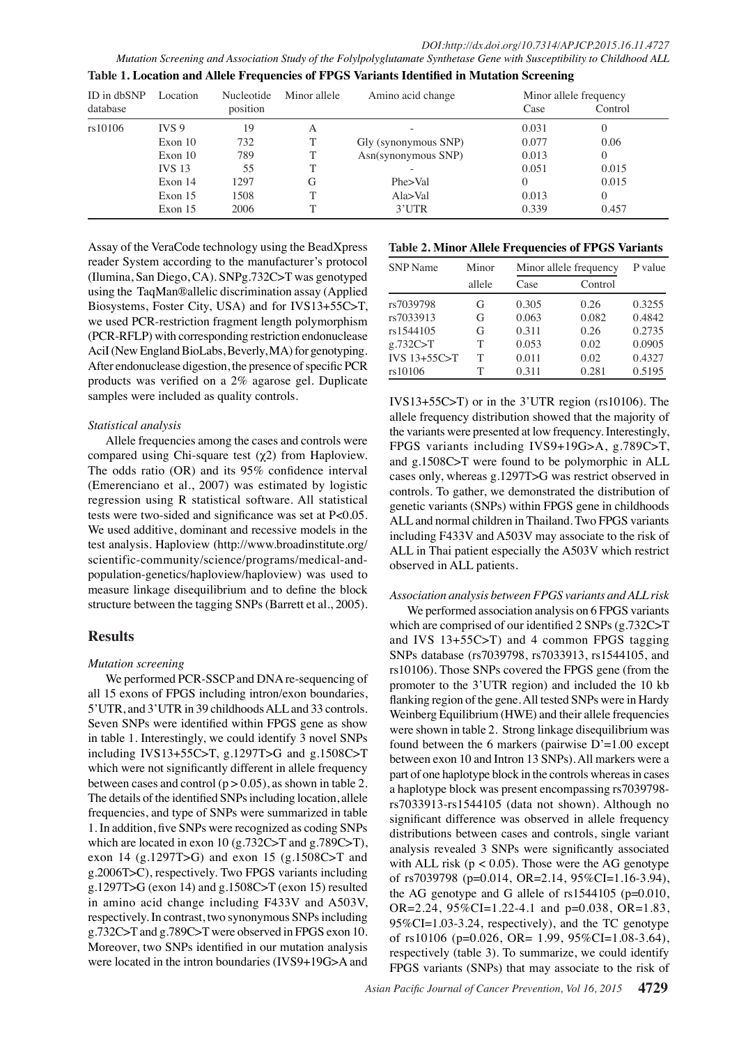**Table 1. Location and Allele Frequencies of FPGS Variants Identified in Mutation Screening**

| ID in dbSNP database | Location | Nucleotide position | Minor allele | Amino acid change | Minor allele frequency | |
|---|---|---|---|---|---|---|
| | | | | | Case | Control |
| rs10106 | IVS 9 | 19 | A | - | 0.031 | 0 |
| | Exon 10 | 732 | T | Gly (synonymous SNP) | 0.077 | 0.06 |
| | Exon 10 | 789 | T | Asn(synonymous SNP) | 0.013 | 0 |
| | IVS 13 | 55 | T | - | 0.051 | 0.015 |
| | Exon 14 | 1297 | G | Phe>Val | 0 | 0.015 |
| | Exon 15 | 1508 | T | Ala>Val | 0.013 | 0 |
| | Exon 15 | 2006 | T | 3'UTR | 0.339 | 0.457 |

Assay of the VeraCode technology using the BeadXpress reader System according to the manufacturer's protocol (Ilumina, San Diego, CA). SNPg.732C>T was genotyped using the TaqMan®allelic discrimination assay (Applied Biosystems, Foster City, USA) and for IVS13+55C>T, we used PCR-restriction fragment length polymorphism (PCR-RFLP) with corresponding restriction endonuclease AciI (New England BioLabs, Beverly, MA) for genotyping. After endonuclease digestion, the presence of specific PCR products was verified on a 2% agarose gel. Duplicate samples were included as quality controls.

*Statistical analysis*

Allele frequencies among the cases and controls were compared using Chi-square test ($\chi 2$) from Haploview. The odds ratio (OR) and its 95% confidence interval (Emerenciano et al., 2007) was estimated by logistic regression using R statistical software. All statistical tests were two-sided and significance was set at $P<0.05$. We used additive, dominant and recessive models in the test analysis. Haploview (http://www.broadinstitute.org/scientific-community/science/programs/medical-and-population-genetics/haploview/haploview) was used to measure linkage disequilibrium and to define the block structure between the tagging SNPs (Barrett et al., 2005).

## Results

*Mutation screening*

We performed PCR-SSCP and DNA re-sequencing of all 15 exons of FPGS including intron/exon boundaries, 5'UTR, and 3'UTR in 39 childhoods ALL and 33 controls. Seven SNPs were identified within FPGS gene as show in table 1. Interestingly, we could identify 3 novel SNPs including IVS13+55C>T, g.1297T>G and g.1508C>T which were not significantly different in allele frequency between cases and control ($p > 0.05$), as shown in table 2. The details of the identified SNPs including location, allele frequencies, and type of SNPs were summarized in table 1. In addition, five SNPs were recognized as coding SNPs which are located in exon 10 (g.732C>T and g.789C>T), exon 14 (g.1297T>G) and exon 15 (g.1508C>T and g.2006T>C), respectively. Two FPGS variants including g.1297T>G (exon 14) and g.1508C>T (exon 15) resulted in amino acid change including F433V and A503V, respectively. In contrast, two synonymous SNPs including g.732C>T and g.789C>T were observed in FPGS exon 10. Moreover, two SNPs identified in our mutation analysis were located in the intron boundaries (IVS9+19G>A and

**Table 2. Minor Allele Frequencies of FPGS Variants**

| SNP Name | Minor allele | Minor allele frequency | | P value |
|---|---|---|---|---|
| | | Case | Control | |
| rs7039798 | G | 0.305 | 0.26 | 0.3255 |
| rs7033913 | G | 0.063 | 0.082 | 0.4842 |
| rs1544105 | G | 0.311 | 0.26 | 0.2735 |
| g.732C>T | T | 0.053 | 0.02 | 0.0905 |
| IVS 13+55C>T | T | 0.011 | 0.02 | 0.4327 |
| rs10106 | T | 0.311 | 0.281 | 0.5195 |

IVS13+55C>T) or in the 3'UTR region (rs10106). The allele frequency distribution showed that the majority of the variants were presented at low frequency. Interestingly, FPGS variants including IVS9+19G>A, g.789C>T, and g.1508C>T were found to be polymorphic in ALL cases only, whereas g.1297T>G was restrict observed in controls. To gather, we demonstrated the distribution of genetic variants (SNPs) within FPGS gene in childhoods ALL and normal children in Thailand. Two FPGS variants including F433V and A503V may associate to the risk of ALL in Thai patient especially the A503V which restrict observed in ALL patients.

*Association analysis between FPGS variants and ALL risk*

We performed association analysis on 6 FPGS variants which are comprised of our identified 2 SNPs (g.732C>T and IVS 13+55C>T) and 4 common FPGS tagging SNPs database (rs7039798, rs7033913, rs1544105, and rs10106). Those SNPs covered the FPGS gene (from the promoter to the 3'UTR region) and included the 10 kb flanking region of the gene. All tested SNPs were in Hardy Weinberg Equilibrium (HWE) and their allele frequencies were shown in table 2. Strong linkage disequilibrium was found between the 6 markers (pairwise D'=1.00 except between exon 10 and Intron 13 SNPs). All markers were a part of one haplotype block in the controls whereas in cases a haplotype block was present encompassing rs7039798-rs7033913-rs1544105 (data not shown). Although no significant difference was observed in allele frequency distributions between cases and controls, single variant analysis revealed 3 SNPs were significantly associated with ALL risk ($p < 0.05$). Those were the AG genotype of rs7039798 (p=0.014, OR=2.14, 95%CI=1.16-3.94), the AG genotype and G allele of rs1544105 (p=0.010, OR=2.24, 95%CI=1.22-4.1 and p=0.038, OR=1.83, 95%CI=1.03-3.24, respectively), and the TC genotype of rs10106 (p=0.026, OR= 1.99, 95%CI=1.08-3.64), respectively (table 3). To summarize, we could identify FPGS variants (SNPs) that may associate to the risk of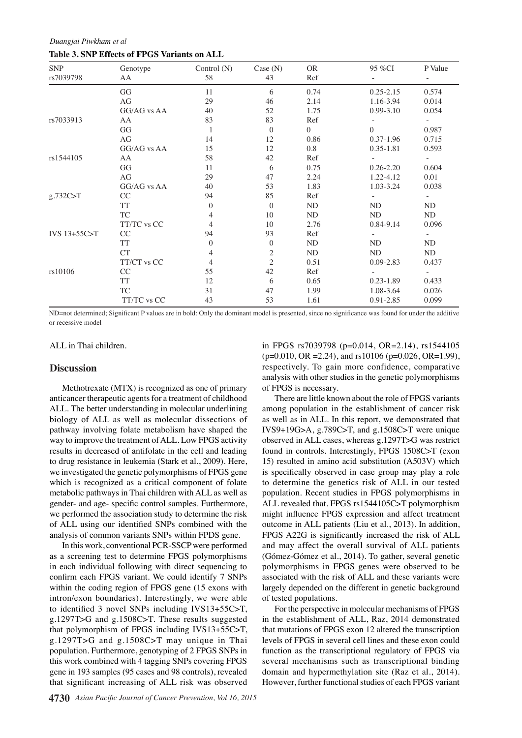**Table 3. SNP Effects of FPGS Variants on ALL**

| SNP | Genotype | Control (N) | Case (N) | OR | 95 %CI | P Value |
|---|---|---|---|---|---|---|
| rs7039798 | AA | 58 | 43 | Ref | - | - |
| | GG | 11 | 6 | 0.74 | 0.25-2.15 | 0.574 |
| | AG | 29 | 46 | 2.14 | 1.16-3.94 | 0.014 |
| | GG/AG vs AA | 40 | 52 | 1.75 | 0.99-3.10 | 0.054 |
| rs7033913 | AA | 83 | 83 | Ref | - | - |
| | GG | 1 | 0 | 0 | 0 | 0.987 |
| | AG | 14 | 12 | 0.86 | 0.37-1.96 | 0.715 |
| | GG/AG vs AA | 15 | 12 | 0.8 | 0.35-1.81 | 0.593 |
| rs1544105 | AA | 58 | 42 | Ref | - | - |
| | GG | 11 | 6 | 0.75 | 0.26-2.20 | 0.604 |
| | AG | 29 | 47 | 2.24 | 1.22-4.12 | 0.01 |
| | GG/AG vs AA | 40 | 53 | 1.83 | 1.03-3.24 | 0.038 |
| g.732C>T | CC | 94 | 85 | Ref | - | - |
| | TT | 0 | 0 | ND | ND | ND |
| | TC | 4 | 10 | ND | ND | ND |
| | TT/TC vs CC | 4 | 10 | 2.76 | 0.84-9.14 | 0.096 |
| IVS 13+55C>T | CC | 94 | 93 | Ref | - | - |
| | TT | 0 | 0 | ND | ND | ND |
| | CT | 4 | 2 | ND | ND | ND |
| | TT/CT vs CC | 4 | 2 | 0.51 | 0.09-2.83 | 0.437 |
| rs10106 | CC | 55 | 42 | Ref | - | - |
| | TT | 12 | 6 | 0.65 | 0.23-1.89 | 0.433 |
| | TC | 31 | 47 | 1.99 | 1.08-3.64 | 0.026 |
| | TT/TC vs CC | 43 | 53 | 1.61 | 0.91-2.85 | 0.099 |

ND=not determined; Significant P values are in bold: Only the dominant model is presented, since no significance was found for under the additive or recessive model

ALL in Thai children.

## Discussion

Methotrexate (MTX) is recognized as one of primary anticancer therapeutic agents for a treatment of childhood ALL. The better understanding in molecular underlining biology of ALL as well as molecular dissections of pathway involving folate metabolism have shaped the way to improve the treatment of ALL. Low FPGS activity results in decreased of antifolate in the cell and leading to drug resistance in leukemia (Stark et al., 2009). Here, we investigated the genetic polymorphisms of FPGS gene which is recognized as a critical component of folate metabolic pathways in Thai children with ALL as well as gender- and age- specific control samples. Furthermore, we performed the association study to determine the risk of ALL using our identified SNPs combined with the analysis of common variants SNPs within FPDS gene.

In this work, conventional PCR-SSCP were performed as a screening test to determine FPGS polymorphisms in each individual following with direct sequencing to confirm each FPGS variant. We could identify 7 SNPs within the coding region of FPGS gene (15 exons with intron/exon boundaries). Interestingly, we were able to identified 3 novel SNPs including IVS13+55C>T, g.1297T>G and g.1508C>T. These results suggested that polymorphism of FPGS including IVS13+55C>T, g.1297T>G and g.1508C>T may unique in Thai population. Furthermore, genotyping of 2 FPGS SNPs in this work combined with 4 tagging SNPs covering FPGS gene in 193 samples (95 cases and 98 controls), revealed that significant increasing of ALL risk was observed in FPGS rs7039798 (p=0.014, OR=2.14), rs1544105 (p=0.010, OR =2.24), and rs10106 (p=0.026, OR=1.99), respectively. To gain more confidence, comparative analysis with other studies in the genetic polymorphisms of FPGS is necessary.

There are little known about the role of FPGS variants among population in the establishment of cancer risk as well as in ALL. In this report, we demonstrated that IVS9+19G>A, g.789C>T, and g.1508C>T were unique observed in ALL cases, whereas g.1297T>G was restrict found in controls. Interestingly, FPGS 1508C>T (exon 15) resulted in amino acid substitution (A503V) which is specifically observed in case group may play a role to determine the genetics risk of ALL in our tested population. Recent studies in FPGS polymorphisms in ALL revealed that. FPGS rs1544105C>T polymorphism might influence FPGS expression and affect treatment outcome in ALL patients (Liu et al., 2013). In addition, FPGS A22G is significantly increased the risk of ALL and may affect the overall survival of ALL patients (Gómez-Gómez et al., 2014). To gather, several genetic polymorphisms in FPGS genes were observed to be associated with the risk of ALL and these variants were largely depended on the different in genetic background of tested populations.

For the perspective in molecular mechanisms of FPGS in the establishment of ALL, Raz, 2014 demonstrated that mutations of FPGS exon 12 altered the transcription levels of FPGS in several cell lines and these exon could function as the transcriptional regulatory of FPGS via several mechanisms such as transcriptional binding domain and hypermethylation site (Raz et al., 2014). However, further functional studies of each FPGS variant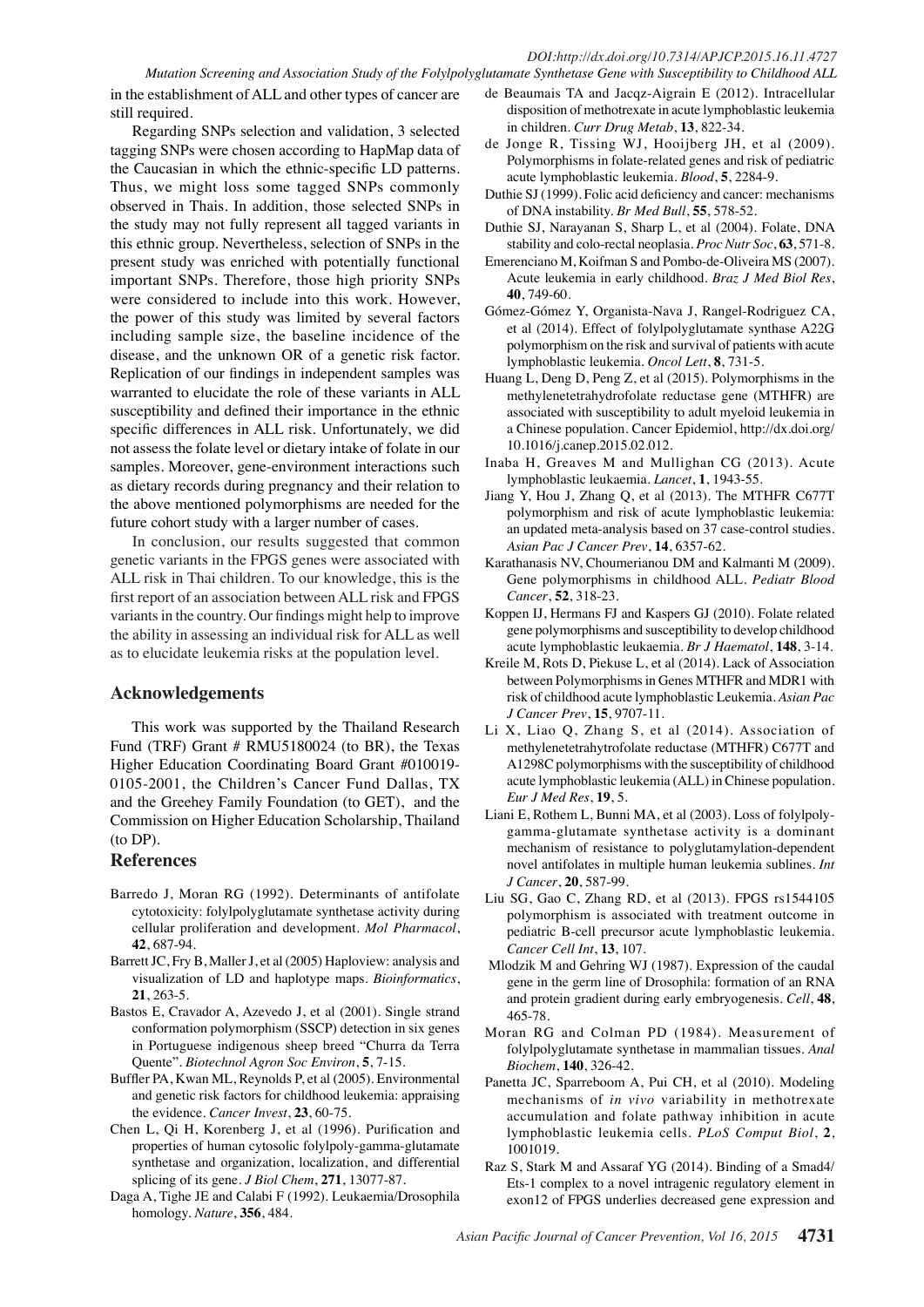in the establishment of ALL and other types of cancer are still required.

Regarding SNPs selection and validation, 3 selected tagging SNPs were chosen according to HapMap data of the Caucasian in which the ethnic-specific LD patterns. Thus, we might loss some tagged SNPs commonly observed in Thais. In addition, those selected SNPs in the study may not fully represent all tagged variants in this ethnic group. Nevertheless, selection of SNPs in the present study was enriched with potentially functional important SNPs. Therefore, those high priority SNPs were considered to include into this work. However, the power of this study was limited by several factors including sample size, the baseline incidence of the disease, and the unknown OR of a genetic risk factor. Replication of our findings in independent samples was warranted to elucidate the role of these variants in ALL susceptibility and defined their importance in the ethnic specific differences in ALL risk. Unfortunately, we did not assess the folate level or dietary intake of folate in our samples. Moreover, gene-environment interactions such as dietary records during pregnancy and their relation to the above mentioned polymorphisms are needed for the future cohort study with a larger number of cases.

In conclusion, our results suggested that common genetic variants in the FPGS genes were associated with ALL risk in Thai children. To our knowledge, this is the first report of an association between ALL risk and FPGS variants in the country. Our findings might help to improve the ability in assessing an individual risk for ALL as well as to elucidate leukemia risks at the population level.

## Acknowledgements

This work was supported by the Thailand Research Fund (TRF) Grant # RMU5180024 (to BR), the Texas Higher Education Coordinating Board Grant #010019-0105-2001, the Children's Cancer Fund Dallas, TX and the Greehey Family Foundation (to GET), and the Commission on Higher Education Scholarship, Thailand (to DP).

## References

Barredo J, Moran RG (1992). Determinants of antifolate cytotoxicity: folylpolyglutamate synthetase activity during cellular proliferation and development. *Mol Pharmacol*, **42**, 687-94.

Barrett JC, Fry B, Maller J, et al (2005) Haploview: analysis and visualization of LD and haplotype maps. *Bioinformatics*, **21**, 263-5.

Bastos E, Cravador A, Azevedo J, et al (2001). Single strand conformation polymorphism (SSCP) detection in six genes in Portuguese indigenous sheep breed "Churra da Terra Quente". *Biotechnol Agron Soc Environ*, **5**, 7-15.

Buffler PA, Kwan ML, Reynolds P, et al (2005). Environmental and genetic risk factors for childhood leukemia: appraising the evidence. *Cancer Invest*, **23**, 60-75.

Chen L, Qi H, Korenberg J, et al (1996). Purification and properties of human cytosolic folylpoly-gamma-glutamate synthetase and organization, localization, and differential splicing of its gene. *J Biol Chem*, **271**, 13077-87.

Daga A, Tighe JE and Calabi F (1992). Leukaemia/Drosophila homology. *Nature*, **356**, 484.

de Beaumais TA and Jacqz-Aigrain E (2012). Intracellular disposition of methotrexate in acute lymphoblastic leukemia in children. *Curr Drug Metab*, **13**, 822-34.

de Jonge R, Tissing WJ, Hooijberg JH, et al (2009). Polymorphisms in folate-related genes and risk of pediatric acute lymphoblastic leukemia. *Blood*, **5**, 2284-9.

Duthie SJ (1999). Folic acid deficiency and cancer: mechanisms of DNA instability. *Br Med Bull*, **55**, 578-52.

Duthie SJ, Narayanan S, Sharp L, et al (2004). Folate, DNA stability and colo-rectal neoplasia. *Proc Nutr Soc*, **63**, 571-8.

Emerenciano M, Koifman S and Pombo-de-Oliveira MS (2007). Acute leukemia in early childhood. *Braz J Med Biol Res*, **40**, 749-60.

Gómez-Gómez Y, Organista-Nava J, Rangel-Rodriguez CA, et al (2014). Effect of folylpolyglutamate synthase A22G polymorphism on the risk and survival of patients with acute lymphoblastic leukemia. *Oncol Lett*, **8**, 731-5.

Huang L, Deng D, Peng Z, et al (2015). Polymorphisms in the methylenetetrahydrofolate reductase gene (MTHFR) are associated with susceptibility to adult myeloid leukemia in a Chinese population. Cancer Epidemiol, http://dx.doi.org/10.1016/j.canep.2015.02.012.

Inaba H, Greaves M and Mullighan CG (2013). Acute lymphoblastic leukaemia. *Lancet*, **1**, 1943-55.

Jiang Y, Hou J, Zhang Q, et al (2013). The MTHFR C677T polymorphism and risk of acute lymphoblastic leukemia: an updated meta-analysis based on 37 case-control studies. *Asian Pac J Cancer Prev*, **14**, 6357-62.

Karathanasis NV, Choumerianou DM and Kalmanti M (2009). Gene polymorphisms in childhood ALL. *Pediatr Blood Cancer*, **52**, 318-23.

Koppen IJ, Hermans FJ and Kaspers GJ (2010). Folate related gene polymorphisms and susceptibility to develop childhood acute lymphoblastic leukaemia. *Br J Haematol*, **148**, 3-14.

Kreile M, Rots D, Piekuse L, et al (2014). Lack of Association between Polymorphisms in Genes MTHFR and MDR1 with risk of childhood acute lymphoblastic Leukemia. *Asian Pac J Cancer Prev*, **15**, 9707-11.

Li X, Liao Q, Zhang S, et al (2014). Association of methylenetetrahytrofolate reductase (MTHFR) C677T and A1298C polymorphisms with the susceptibility of childhood acute lymphoblastic leukemia (ALL) in Chinese population. *Eur J Med Res*, **19**, 5.

Liani E, Rothem L, Bunni MA, et al (2003). Loss of folylpoly-gamma-glutamate synthetase activity is a dominant mechanism of resistance to polyglutamylation-dependent novel antifolates in multiple human leukemia sublines. *Int J Cancer*, **20**, 587-99.

Liu SG, Gao C, Zhang RD, et al (2013). FPGS rs1544105 polymorphism is associated with treatment outcome in pediatric B-cell precursor acute lymphoblastic leukemia. *Cancer Cell Int*, **13**, 107.

Mlodzik M and Gehring WJ (1987). Expression of the caudal gene in the germ line of Drosophila: formation of an RNA and protein gradient during early embryogenesis. *Cell*, **48**, 465-78.

Moran RG and Colman PD (1984). Measurement of folylpolyglutamate synthetase in mammalian tissues. *Anal Biochem*, **140**, 326-42.

Panetta JC, Sparreboom A, Pui CH, et al (2010). Modeling mechanisms of *in vivo* variability in methotrexate accumulation and folate pathway inhibition in acute lymphoblastic leukemia cells. *PLoS Comput Biol*, **2**, 1001019.

Raz S, Stark M and Assaraf YG (2014). Binding of a Smad4/Ets-1 complex to a novel intragenic regulatory element in exon12 of FPGS underlies decreased gene expression and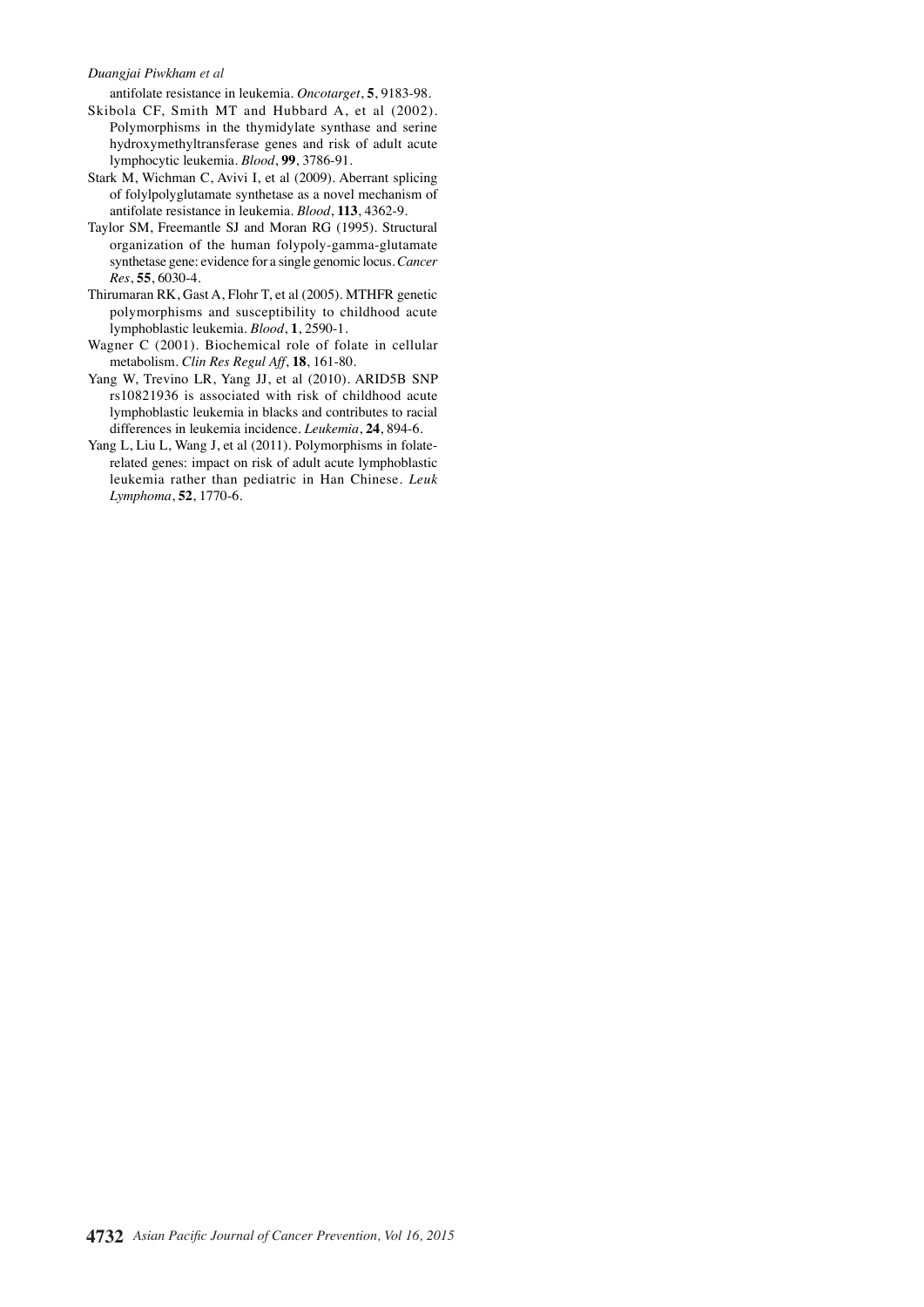antifolate resistance in leukemia. *Oncotarget*, **5**, 9183-98.

Skibola CF, Smith MT and Hubbard A, et al (2002). Polymorphisms in the thymidylate synthase and serine hydroxymethyltransferase genes and risk of adult acute lymphocytic leukemia. *Blood*, **99**, 3786-91.

Stark M, Wichman C, Avivi I, et al (2009). Aberrant splicing of folylpolyglutamate synthetase as a novel mechanism of antifolate resistance in leukemia. *Blood*, **113**, 4362-9.

Taylor SM, Freemantle SJ and Moran RG (1995). Structural organization of the human folypoly-gamma-glutamate synthetase gene: evidence for a single genomic locus. *Cancer Res*, **55**, 6030-4.

Thirumaran RK, Gast A, Flohr T, et al (2005). MTHFR genetic polymorphisms and susceptibility to childhood acute lymphoblastic leukemia. *Blood*, **1**, 2590-1.

Wagner C (2001). Biochemical role of folate in cellular metabolism. *Clin Res Regul Aff*, **18**, 161-80.

Yang W, Trevino LR, Yang JJ, et al (2010). ARID5B SNP rs10821936 is associated with risk of childhood acute lymphoblastic leukemia in blacks and contributes to racial differences in leukemia incidence. *Leukemia*, **24**, 894-6.

Yang L, Liu L, Wang J, et al (2011). Polymorphisms in folate-related genes: impact on risk of adult acute lymphoblastic leukemia rather than pediatric in Han Chinese. *Leuk Lymphoma*, **52**, 1770-6.